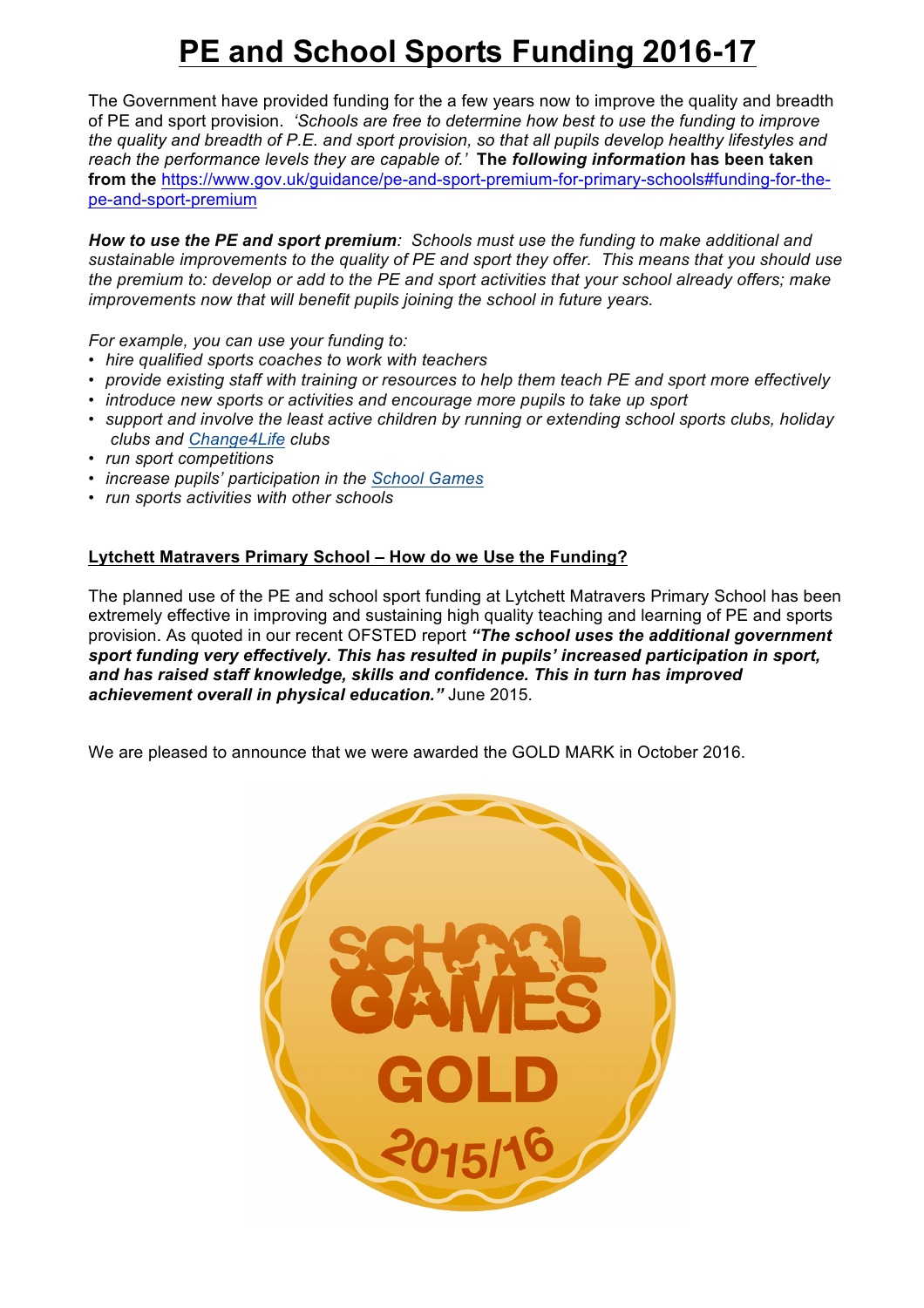# PE and School Sports Funding 2016-17

The Government have provided funding for the a few years now to improve the quality and breadth of PE and sport provision. *'Schools are free to determine how best to use the funding to improve the quality and breadth of P.E. and sport provision, so that all pupils develop healthy lifestyles and reach the performance levels they are capable of.'* **The *following information* has been taken from the** [https://www.gov.uk/guidance/pe-and-sport-premium-for-primary-schools#funding-for-the-pe-and-sport-premium](https://www.gov.uk/guidance/pe-and-sport-premium-for-primary-schools#funding-for-the-pe-and-sport-premium)

***How to use the PE and sport premium****: Schools must use the funding to make additional and sustainable improvements to the quality of PE and sport they offer. This means that you should use the premium to: develop or add to the PE and sport activities that your school already offers; make improvements now that will benefit pupils joining the school in future years.*

*For example, you can use your funding to:*

- *hire qualified sports coaches to work with teachers*
- *provide existing staff with training or resources to help them teach PE and sport more effectively*
- *introduce new sports or activities and encourage more pupils to take up sport*
- *support and involve the least active children by running or extending school sports clubs, holiday clubs and Change4Life clubs*
- *run sport competitions*
- *increase pupils' participation in the School Games*
- *run sports activities with other schools*

## Lytchett Matravers Primary School – How do we Use the Funding?

The planned use of the PE and school sport funding at Lytchett Matravers Primary School has been extremely effective in improving and sustaining high quality teaching and learning of PE and sports provision. As quoted in our recent OFSTED report ***"The school uses the additional government sport funding very effectively. This has resulted in pupils' increased participation in sport, and has raised staff knowledge, skills and confidence. This in turn has improved achievement overall in physical education."*** June 2015.

We are pleased to announce that we were awarded the GOLD MARK in October 2016.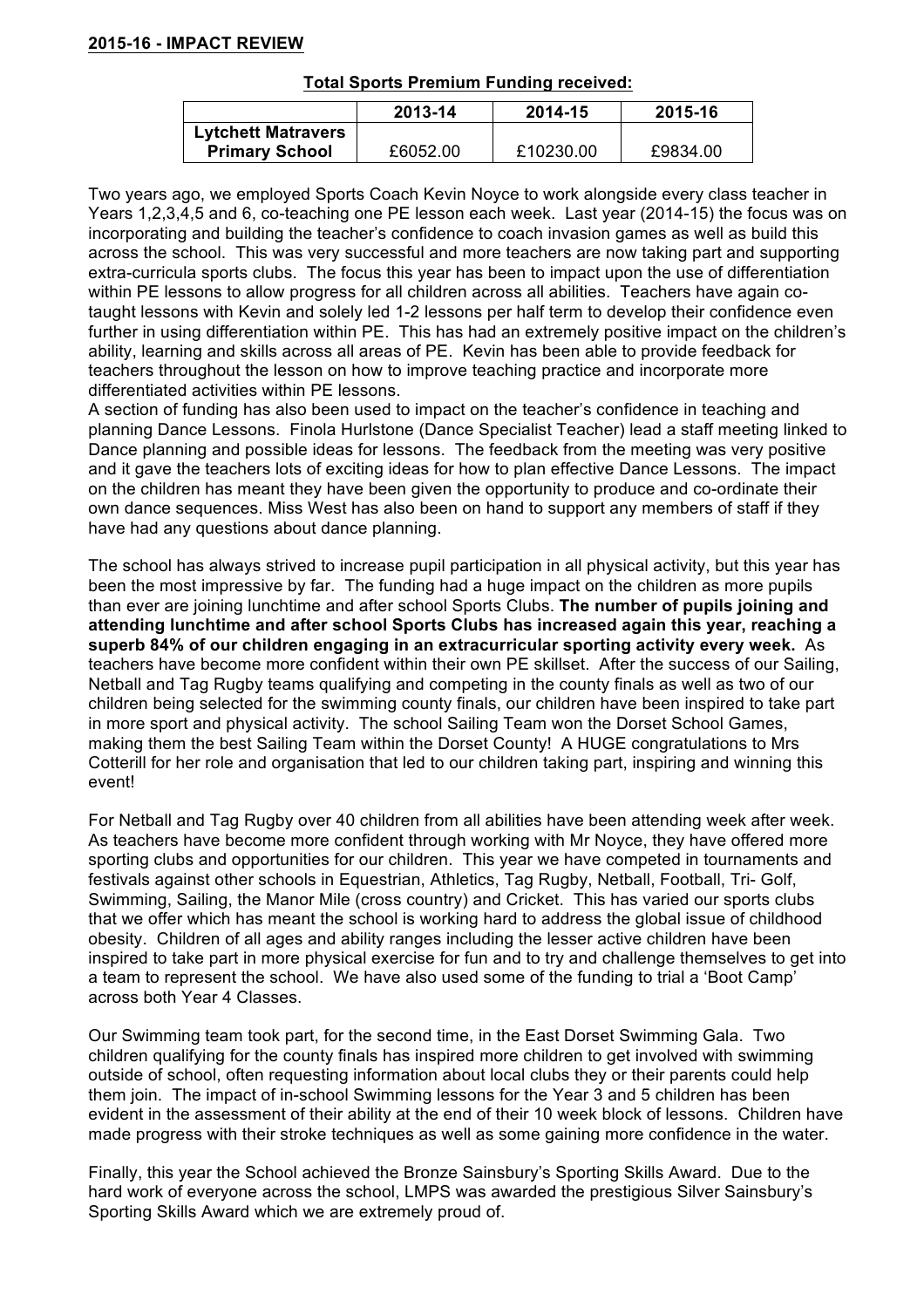**2015-16 - IMPACT REVIEW**

**Total Sports Premium Funding received:**

| | 2013-14 | 2014-15 | 2015-16 |
|---|---|---|---|
| **Lytchett Matravers Primary School** | £6052.00 | £10230.00 | £9834.00 |

Two years ago, we employed Sports Coach Kevin Noyce to work alongside every class teacher in Years 1,2,3,4,5 and 6, co-teaching one PE lesson each week. Last year (2014-15) the focus was on incorporating and building the teacher's confidence to coach invasion games as well as build this across the school. This was very successful and more teachers are now taking part and supporting extra-curricula sports clubs. The focus this year has been to impact upon the use of differentiation within PE lessons to allow progress for all children across all abilities. Teachers have again co-taught lessons with Kevin and solely led 1-2 lessons per half term to develop their confidence even further in using differentiation within PE. This has had an extremely positive impact on the children's ability, learning and skills across all areas of PE. Kevin has been able to provide feedback for teachers throughout the lesson on how to improve teaching practice and incorporate more differentiated activities within PE lessons.
A section of funding has also been used to impact on the teacher's confidence in teaching and planning Dance Lessons. Finola Hurlstone (Dance Specialist Teacher) lead a staff meeting linked to Dance planning and possible ideas for lessons. The feedback from the meeting was very positive and it gave the teachers lots of exciting ideas for how to plan effective Dance Lessons. The impact on the children has meant they have been given the opportunity to produce and co-ordinate their own dance sequences. Miss West has also been on hand to support any members of staff if they have had any questions about dance planning.

The school has always strived to increase pupil participation in all physical activity, but this year has been the most impressive by far. The funding had a huge impact on the children as more pupils than ever are joining lunchtime and after school Sports Clubs. **The number of pupils joining and attending lunchtime and after school Sports Clubs has increased again this year, reaching a superb 84% of our children engaging in an extracurricular sporting activity every week.** As teachers have become more confident within their own PE skillset. After the success of our Sailing, Netball and Tag Rugby teams qualifying and competing in the county finals as well as two of our children being selected for the swimming county finals, our children have been inspired to take part in more sport and physical activity. The school Sailing Team won the Dorset School Games, making them the best Sailing Team within the Dorset County! A HUGE congratulations to Mrs Cotterill for her role and organisation that led to our children taking part, inspiring and winning this event!

For Netball and Tag Rugby over 40 children from all abilities have been attending week after week. As teachers have become more confident through working with Mr Noyce, they have offered more sporting clubs and opportunities for our children. This year we have competed in tournaments and festivals against other schools in Equestrian, Athletics, Tag Rugby, Netball, Football, Tri- Golf, Swimming, Sailing, the Manor Mile (cross country) and Cricket. This has varied our sports clubs that we offer which has meant the school is working hard to address the global issue of childhood obesity. Children of all ages and ability ranges including the lesser active children have been inspired to take part in more physical exercise for fun and to try and challenge themselves to get into a team to represent the school. We have also used some of the funding to trial a 'Boot Camp' across both Year 4 Classes.

Our Swimming team took part, for the second time, in the East Dorset Swimming Gala. Two children qualifying for the county finals has inspired more children to get involved with swimming outside of school, often requesting information about local clubs they or their parents could help them join. The impact of in-school Swimming lessons for the Year 3 and 5 children has been evident in the assessment of their ability at the end of their 10 week block of lessons. Children have made progress with their stroke techniques as well as some gaining more confidence in the water.

Finally, this year the School achieved the Bronze Sainsbury's Sporting Skills Award. Due to the hard work of everyone across the school, LMPS was awarded the prestigious Silver Sainsbury's Sporting Skills Award which we are extremely proud of.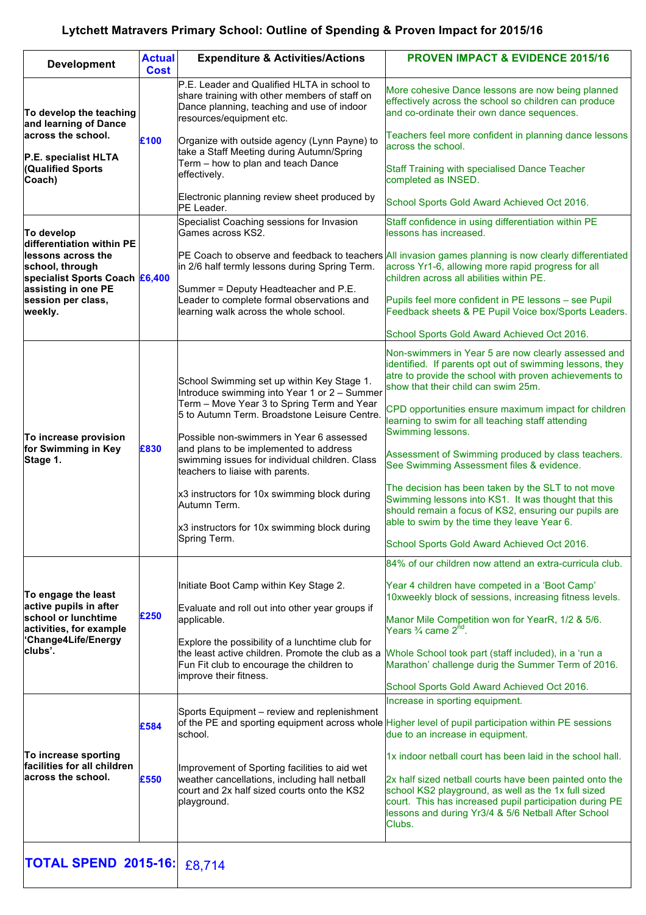## Lytchett Matravers Primary School: Outline of Spending & Proven Impact for 2015/16

| Development | Actual Cost | Expenditure & Activities/Actions | PROVEN IMPACT & EVIDENCE 2015/16 |
|---|---|---|---|
| **To develop the teaching and learning of Dance across the school.**<br><br>**P.E. specialist HLTA (Qualified Sports Coach)** | **£100** | P.E. Leader and Qualified HLTA in school to share training with other members of staff on Dance planning, teaching and use of indoor resources/equipment etc.<br><br>Organize with outside agency (Lynn Payne) to take a Staff Meeting during Autumn/Spring Term – how to plan and teach Dance effectively.<br><br>Electronic planning review sheet produced by PE Leader. | More cohesive Dance lessons are now being planned effectively across the school so children can produce and co-ordinate their own dance sequences.<br><br>Teachers feel more confident in planning dance lessons across the school.<br><br>Staff Training with specialised Dance Teacher completed as INSED.<br><br>School Sports Gold Award Achieved Oct 2016. |
| **To develop differentiation within PE lessons across the school, through specialist Sports Coach assisting in one PE session per class, weekly.** | **£6,400** | Specialist Coaching sessions for Invasion Games across KS2.<br><br>PE Coach to observe and feedback to teachers in 2/6 half termly lessons during Spring Term.<br><br>Summer = Deputy Headteacher and P.E. Leader to complete formal observations and learning walk across the whole school. | Staff confidence in using differentiation within PE lessons has increased.<br><br>All invasion games planning is now clearly differentiated across Yr1-6, allowing more rapid progress for all children across all abilities within PE.<br><br>Pupils feel more confident in PE lessons – see Pupil Feedback sheets & PE Pupil Voice box/Sports Leaders.<br><br>School Sports Gold Award Achieved Oct 2016. |
| **To increase provision for Swimming in Key Stage 1.** | **£830** | School Swimming set up within Key Stage 1. Introduce swimming into Year 1 or 2 – Summer Term – Move Year 3 to Spring Term and Year 5 to Autumn Term. Broadstone Leisure Centre.<br><br>Possible non-swimmers in Year 6 assessed and plans to be implemented to address swimming issues for individual children. Class teachers to liaise with parents.<br><br>x3 instructors for 10x swimming block during Autumn Term.<br><br>x3 instructors for 10x swimming block during Spring Term. | Non-swimmers in Year 5 are now clearly assessed and identified. If parents opt out of swimming lessons, they atre to provide the school with proven achievements to show that their child can swim 25m.<br><br>CPD opportunities ensure maximum impact for children learning to swim for all teaching staff attending Swimming lessons.<br><br>Assessment of Swimming produced by class teachers. See Swimming Assessment files & evidence.<br><br>The decision has been taken by the SLT to not move Swimming lessons into KS1. It was thought that this should remain a focus of KS2, ensuring our pupils are able to swim by the time they leave Year 6.<br><br>School Sports Gold Award Achieved Oct 2016. |
| **To engage the least active pupils in after school or lunchtime activities, for example 'Change4Life/Energy clubs'.** | **£250** | Initiate Boot Camp within Key Stage 2.<br><br>Evaluate and roll out into other year groups if applicable.<br><br>Explore the possibility of a lunchtime club for the least active children. Promote the club as a Fun Fit club to encourage the children to improve their fitness. | 84% of our children now attend an extra-curricula club.<br><br>Year 4 children have competed in a 'Boot Camp' 10xweekly block of sessions, increasing fitness levels.<br><br>Manor Mile Competition won for YearR, 1/2 & 5/6. Years ¾ came 2nd.<br><br>Whole School took part (staff included), in a 'run a Marathon' challenge durig the Summer Term of 2016.<br><br>School Sports Gold Award Achieved Oct 2016. |
| **To increase sporting facilities for all children across the school.** | **£584**<br><br>**£550** | Sports Equipment – review and replenishment of the PE and sporting equipment across whole school.<br><br>Improvement of Sporting facilities to aid wet weather cancellations, including hall netball court and 2x half sized courts onto the KS2 playground. | Increase in sporting equipment.<br><br>Higher level of pupil participation within PE sessions due to an increase in equipment.<br><br>1x indoor netball court has been laid in the school hall.<br><br>2x half sized netball courts have been painted onto the school KS2 playground, as well as the 1x full sized court. This has increased pupil participation during PE lessons and during Yr3/4 & 5/6 Netball After School Clubs. |
| **TOTAL SPEND 2015-16:** | | £8,714 | |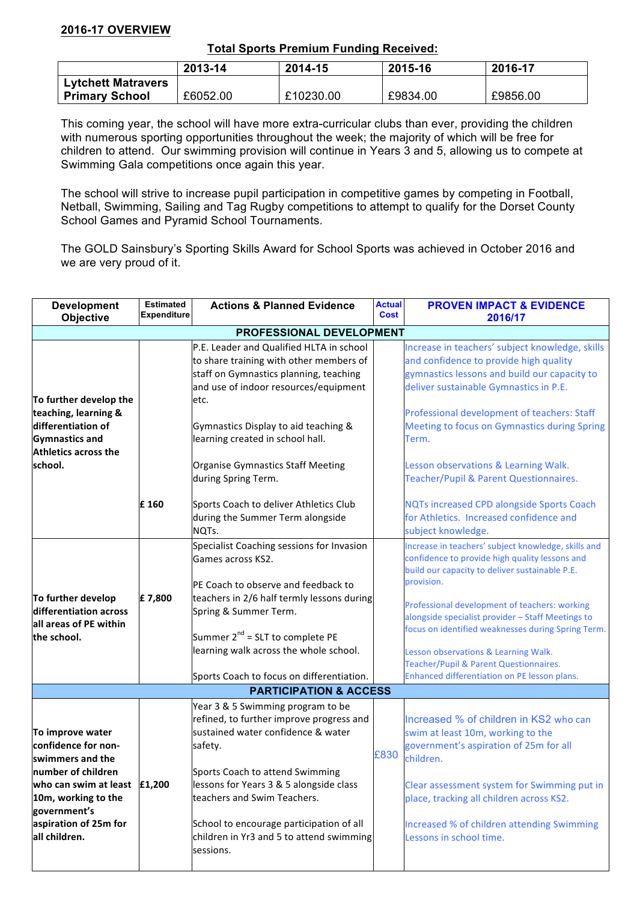## 2016-17 OVERVIEW

**Total Sports Premium Funding Received:**

| | 2013-14 | 2014-15 | 2015-16 | 2016-17 |
|---|---|---|---|---|
| **Lytchett Matravers Primary School** | £6052.00 | £10230.00 | £9834.00 | £9856.00 |

This coming year, the school will have more extra-curricular clubs than ever, providing the children with numerous sporting opportunities throughout the week; the majority of which will be free for children to attend. Our swimming provision will continue in Years 3 and 5, allowing us to compete at Swimming Gala competitions once again this year.

The school will strive to increase pupil participation in competitive games by competing in Football, Netball, Swimming, Sailing and Tag Rugby competitions to attempt to qualify for the Dorset County School Games and Pyramid School Tournaments.

The GOLD Sainsbury's Sporting Skills Award for School Sports was achieved in October 2016 and we are very proud of it.

| Development Objective | Estimated Expenditure | Actions & Planned Evidence | Actual Cost | PROVEN IMPACT & EVIDENCE 2016/17 |
|---|---|---|---|---|
| **PROFESSIONAL DEVELOPMENT** | | | | |
| **To further develop the teaching, learning & differentiation of Gymnastics and Athletics across the school.** | £ 160 | P.E. Leader and Qualified HLTA in school to share training with other members of staff on Gymnastics planning, teaching and use of indoor resources/equipment etc.<br><br>Gymnastics Display to aid teaching & learning created in school hall.<br><br>Organise Gymnastics Staff Meeting during Spring Term.<br><br>Sports Coach to deliver Athletics Club during the Summer Term alongside NQTs. | | Increase in teachers' subject knowledge, skills and confidence to provide high quality gymnastics lessons and build our capacity to deliver sustainable Gymnastics in P.E.<br><br>Professional development of teachers: Staff Meeting to focus on Gymnastics during Spring Term.<br><br>Lesson observations & Learning Walk. Teacher/Pupil & Parent Questionnaires.<br><br>NQTs increased CPD alongside Sports Coach for Athletics. Increased confidence and subject knowledge. |
| **To further develop differentiation across all areas of PE within the school.** | £ 7,800 | Specialist Coaching sessions for Invasion Games across KS2.<br><br>PE Coach to observe and feedback to teachers in 2/6 half termly lessons during Spring & Summer Term.<br><br>Summer 2nd = SLT to complete PE learning walk across the whole school.<br><br>Sports Coach to focus on differentiation. | | Increase in teachers' subject knowledge, skills and confidence to provide high quality lessons and build our capacity to deliver sustainable P.E. provision.<br><br>Professional development of teachers: working alongside specialist provider – Staff Meetings to focus on identified weaknesses during Spring Term.<br><br>Lesson observations & Learning Walk. Teacher/Pupil & Parent Questionnaires. Enhanced differentiation on PE lesson plans. |
| **PARTICIPATION & ACCESS** | | | | |
| **To improve water confidence for non-swimmers and the number of children who can swim at least 10m, working to the government's aspiration of 25m for all children.** | £1,200 | Year 3 & 5 Swimming program to be refined, to further improve progress and sustained water confidence & water safety.<br><br>Sports Coach to attend Swimming lessons for Years 3 & 5 alongside class teachers and Swim Teachers.<br><br>School to encourage participation of all children in Yr3 and 5 to attend swimming sessions. | £830 | Increased % of children in KS2 who can swim at least 10m, working to the government's aspiration of 25m for all children.<br><br>Clear assessment system for Swimming put in place, tracking all children across KS2.<br><br>Increased % of children attending Swimming Lessons in school time. |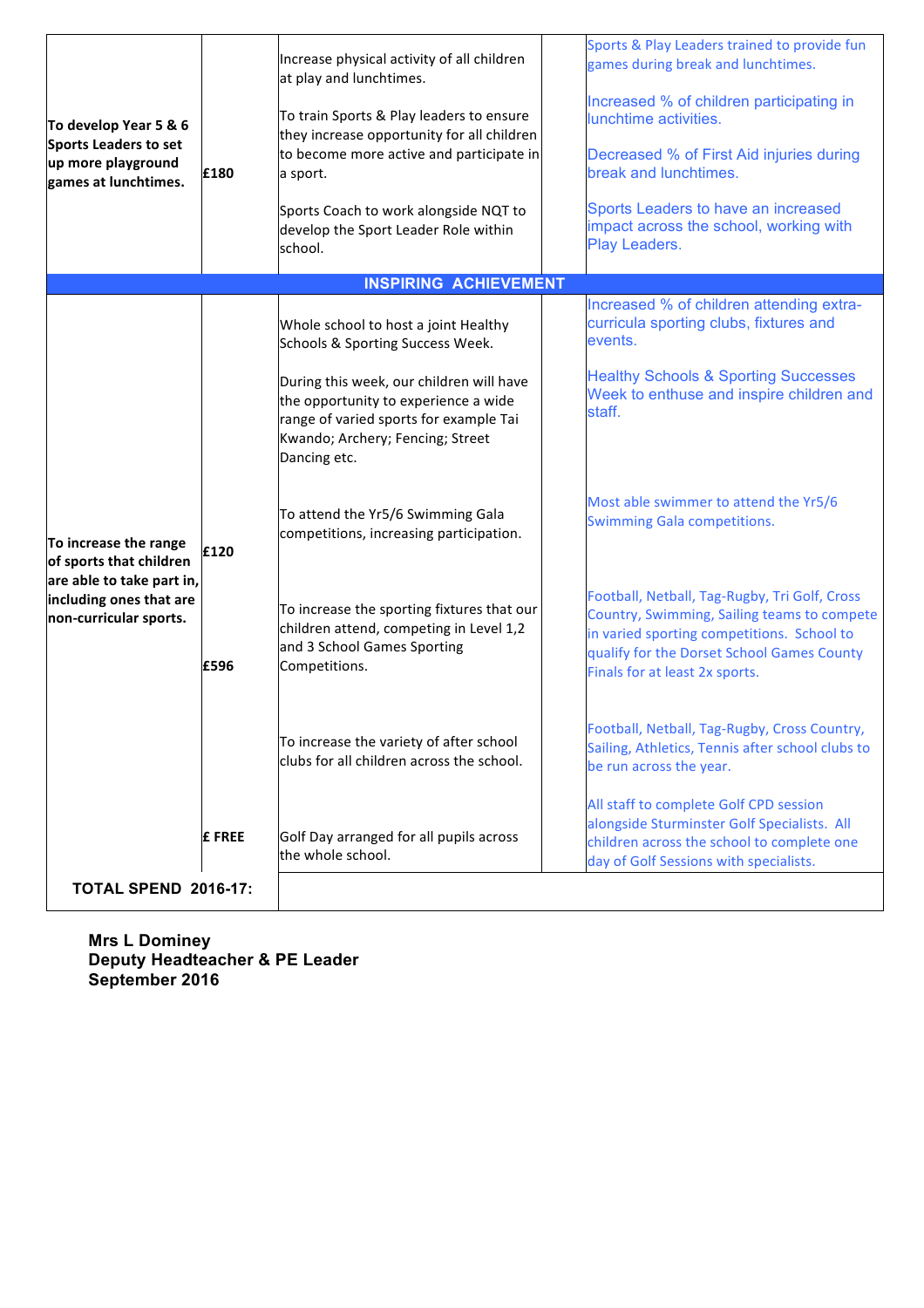| | | | | |
|---|---|---|---|---|
| **To develop Year 5 & 6 Sports Leaders to set up more playground games at lunchtimes.** | **£180** | Increase physical activity of all children at play and lunchtimes.<br><br>To train Sports & Play leaders to ensure they increase opportunity for all children to become more active and participate in a sport.<br><br>Sports Coach to work alongside NQT to develop the Sport Leader Role within school. | | Sports & Play Leaders trained to provide fun games during break and lunchtimes.<br><br>Increased % of children participating in lunchtime activities.<br><br>Decreased % of First Aid injuries during break and lunchtimes.<br><br>Sports Leaders to have an increased impact across the school, working with Play Leaders. |
| **INSPIRING ACHIEVEMENT** | | | | |
| **To increase the range of sports that children are able to take part in, including ones that are non-curricular sports.** | | Whole school to host a joint Healthy Schools & Sporting Success Week.<br><br>During this week, our children will have the opportunity to experience a wide range of varied sports for example Tai Kwando; Archery; Fencing; Street Dancing etc. | | Increased % of children attending extra-curricula sporting clubs, fixtures and events.<br><br>Healthy Schools & Sporting Successes Week to enthuse and inspire children and staff. |
| | **£120** | To attend the Yr5/6 Swimming Gala competitions, increasing participation. | | Most able swimmer to attend the Yr5/6 Swimming Gala competitions. |
| | **£596** | To increase the sporting fixtures that our children attend, competing in Level 1,2 and 3 School Games Sporting Competitions. | | Football, Netball, Tag-Rugby, Tri Golf, Cross Country, Swimming, Sailing teams to compete in varied sporting competitions. School to qualify for the Dorset School Games County Finals for at least 2x sports. |
| | | To increase the variety of after school clubs for all children across the school. | | Football, Netball, Tag-Rugby, Cross Country, Sailing, Athletics, Tennis after school clubs to be run across the year. |
| | **£ FREE** | Golf Day arranged for all pupils across the whole school. | | All staff to complete Golf CPD session alongside Sturminster Golf Specialists. All children across the school to complete one day of Golf Sessions with specialists. |
| **TOTAL SPEND 2016-17:** | | | | |

**Mrs L Dominey**
**Deputy Headteacher & PE Leader**
**September 2016**